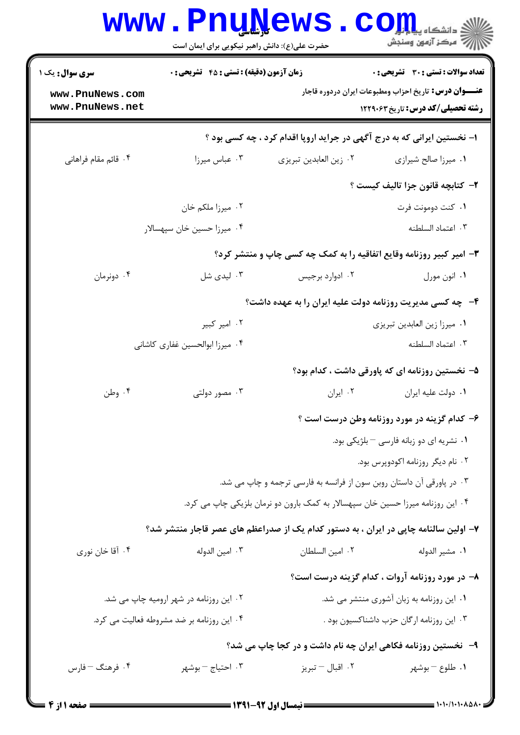**سری سوال:** یک ۱ | **زمان آزمون (دقیقه) : تستی : ۴۵ تشریحی : ۰** | **تعداد سوالات : تستی : ۳۰ تشریحی : ۰**

**عنـــوان درس:** تاریخ احزاب ومطبوعات ایران دردوره قاجار

**رشته تحصیلی/کد درس:** تاریخ ۱۲۲۹۰۶۳

۱- نخستین ایرانی که به درج آگهی در جراید اروپا اقدام کرد ، چه کسی بود ؟

۱. میرزا صالح شیرازی
۲. زین العابدین تبریزی
۳. عباس میرزا
۴. قائم مقام فراهانی

۲- کتابچه قانون جزا تالیف کیست ؟

۱. کنت دومونت فرت
۲. میرزا ملکم خان
۳. اعتماد السلطنه
۴. میرزا حسین خان سپهسالار

۳- امیر کبیر روزنامه وقایع اتفاقیه را به کمک چه کسی چاپ و منتشر کرد؟

۱. انون مورل
۲. ادوارد برجیس
۳. لیدی شل
۴. دونرمان

۴- چه کسی مدیریت روزنامه دولت علیه ایران را به عهده داشت؟

۱. میرزا زین العابدین تبریزی
۲. امیر کبیر
۳. اعتماد السلطنه
۴. میرزا ابوالحسین غفاری کاشانی

۵- نخستین روزنامه ای که پاورقی داشت ، کدام بود؟

۱. دولت علیه ایران
۲. ایران
۳. مصور دولتی
۴. وطن

۶- کدام گزینه در مورد روزنامه وطن درست است ؟

۱. نشریه ای دو زبانه فارسی – بلژیکی بود.
۲. نام دیگر روزنامه اکودوپرس بود.
۳. در پاورقی آن داستان روبن سون از فرانسه به فارسی ترجمه و چاپ می شد.
۴. این روزنامه میرزا حسین خان سپهسالار به کمک بارون دو نرمان بلزیکی چاپ می کرد.

۷- اولین سالنامه چاپی در ایران ، به دستور کدام یک از صدراعظم های عصر قاجار منتشر شد؟

۱. مشیر الدوله
۲. امین السلطان
۳. امین الدوله
۴. آقا خان نوری

۸- در مورد روزنامه آروات ، کدام گزینه درست است؟

۱. این روزنامه به زبان آشوری منتشر می شد.
۲. این روزنامه در شهر ارومیه چاپ می شد.
۳. این روزنامه ارگان حزب داشناکسیون بود .
۴. این روزنامه بر ضد مشروطه فعالیت می کرد.

۹- نخستین روزنامه فکاهی ایران چه نام داشت و در کجا چاپ می شد؟

۱. طلوع – بوشهر
۲. اقبال – تبریز
۳. احتیاج – بوشهر
۴. فرهنگ – فارس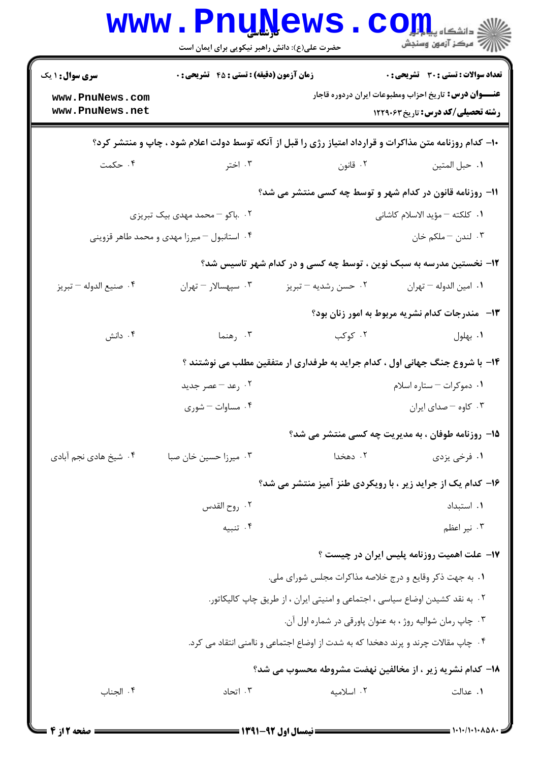**سری سؤال:** ۱ یک | **زمان آزمون (دقیقه) : تستی :** ۴۵ **تشریحی :** ۰ | **تعداد سوالات : تستی :** ۳۰ **تشریحی :** ۰

**عنـــوان درس:** تاریخ احزاب ومطبوعات ایران دردوره قاجار

**رشته تحصیلی/کد درس:** تاریخ ۱۲۲۹۰۶۳

۱۰- کدام روزنامه متن مذاکرات و قرارداد امتیاز رژی را قبل از آنکه توسط دولت اعلام شود ، چاپ و منتشر کرد؟

۱. حبل المتین
۲. قانون
۳. اختر
۴. حکمت

۱۱- روزنامه قانون در کدام شهر و توسط چه کسی منتشر می شد؟

۱. کلکته – مؤید الاسلام کاشانی
۲. .باکو – محمد مهدی بیک تبریزی
۳. لندن – ملکم خان
۴. استانبول – میرزا مهدی و محمد طاهر قزوینی

۱۲- نخستین مدرسه به سبک نوین ، توسط چه کسی و در کدام شهر تاسیس شد؟

۱. امین الدوله – تهران
۲. حسن رشدیه – تبریز
۳. سپهسالار – تهران
۴. صنیع الدوله – تبریز

۱۳- مندرجات کدام نشریه مربوط به امور زنان بود؟

۱. بهلول
۲. کوکب
۳. رهنما
۴. دانش

۱۴- با شروع جنگ جهانی اول ، کدام جراید به طرفداری ار متفقین مطلب می نوشتند ؟

۱. دموکرات – ستاره اسلام
۲. رعد – عصر جدید
۳. کاوه – صدای ایران
۴. مساوات – شوری

۱۵- روزنامه طوفان ، به مدیریت چه کسی منتشر می شد؟

۱. فرخی یزدی
۲. دهخدا
۳. میرزا حسین خان صبا
۴. شیخ هادی نجم آبادی

۱۶- کدام یک از جراید زیر ، با رویکردی طنز آمیز منتشر می شد؟

۱. استبداد
۲. روح القدس
۳. نیر اعظم
۴. تنبیه

۱۷- علت اهمیت روزنامه پلیس ایران در چیست ؟

۱. به جهت ذکر وقایع و درج خلاصه مذاکرات مجلس شورای ملی.
۲. به نقد کشیدن اوضاع سیاسی ، اجتماعی و امنیتی ایران ، از طریق چاپ کالیکاتور.
۳. چاپ رمان شوالیه روژ ، به عنوان پاورقی در شماره اول آن.
۴. چاپ مقالات چرند و پرند دهخدا که به شدت از اوضاع اجتماعی و ناامنی انتقاد می کرد.

۱۸- کدام نشریه زیر ، از مخالفین نهضت مشروطه محسوب می شد؟

۱. عدالت
۲. اسلامیه
۳. اتحاد
۴. الجناب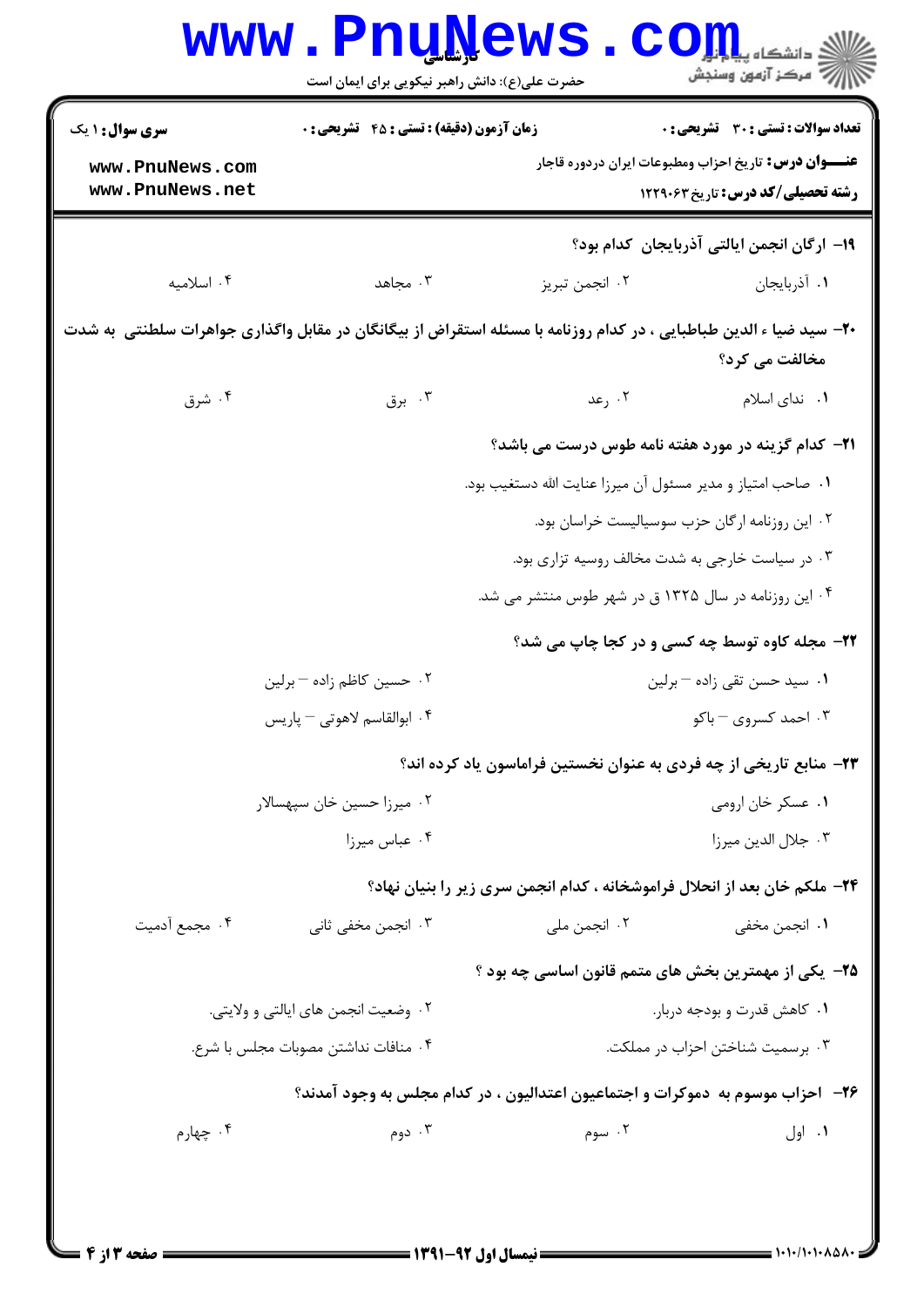**سری سوال:** ۱ یک

**زمان آزمون (دقیقه) : تستی : ۴۵ تشریحی : ۰**

**تعداد سوالات : تستی : ۳۰ تشریحی : ۰**

**عنـــوان درس:** تاریخ احزاب ومطبوعات ایران دردوره قاجار

**رشته تحصیلی/کد درس:** تاریخ ۱۲۲۹۰۶۳

**۱۹- ارگان انجمن ایالتی آذربایجان کدام بود؟**

۱. آذربایجان
۲. انجمن تبریز
۳. مجاهد
۴. اسلامیه

**۲۰- سید ضیا ء الدین طباطبایی ، در کدام روزنامه با مسئله استقراض از بیگانگان در مقابل واگذاری جواهرات سلطنتی به شدت مخالفت می کرد؟**

۱. ندای اسلام
۲. رعد
۳. برق
۴. شرق

**۲۱- کدام گزینه در مورد هفته نامه طوس درست می باشد؟**

۱. صاحب امتیاز و مدیر مسئول آن میرزا عنایت الله دستغیب بود.
۲. این روزنامه ارگان حزب سوسیالیست خراسان بود.
۳. در سیاست خارجی به شدت مخالف روسیه تزاری بود.
۴. این روزنامه در سال ۱۳۲۵ ق در شهر طوس منتشر می شد.

**۲۲- مجله کاوه توسط چه کسی و در کجا چاپ می شد؟**

۱. سید حسن تقی زاده – برلین
۲. حسین کاظم زاده – برلین
۳. احمد کسروی – باکو
۴. ابوالقاسم لاهوتی – پاریس

**۲۳- منابع تاریخی از چه فردی به عنوان نخستین فراماسون یاد کرده اند؟**

۱. عسکر خان ارومی
۲. میرزا حسین خان سپهسالار
۳. جلال الدین میرزا
۴. عباس میرزا

**۲۴- ملکم خان بعد از انحلال فراموشخانه ، کدام انجمن سری زیر را بنیان نهاد؟**

۱. انجمن مخفی
۲. انجمن ملی
۳. انجمن مخفی ثانی
۴. مجمع آدمیت

**۲۵- یکی از مهمترین بخش های متمم قانون اساسی چه بود ؟**

۱. کاهش قدرت و بودجه دربار.
۲. وضعیت انجمن های ایالتی و ولایتی.
۳. برسمیت شناختن احزاب در مملکت.
۴. منافات نداشتن مصوبات مجلس با شرع.

**۲۶- احزاب موسوم به دموکرات و اجتماعیون اعتدالیون ، در کدام مجلس به وجود آمدند؟**

۱. اول
۲. سوم
۳. دوم
۴. چهارم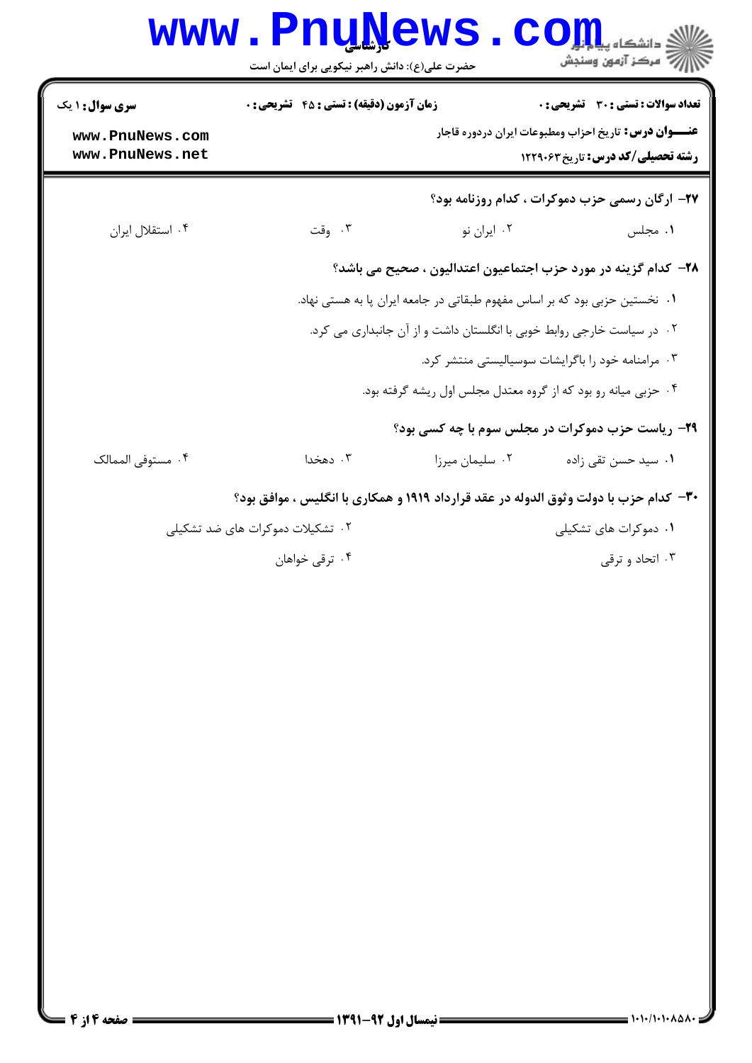**۲۷- ارگان رسمی حزب دموکرات ، کدام روزنامه بود؟**

۱. مجلس　　۲. ایران نو　　۳. وقت　　۴. استقلال ایران

**۲۸- کدام گزینه در مورد حزب اجتماعیون اعتدالیون ، صحیح می باشد؟**

۱. نخستین حزبی بود که بر اساس مفهوم طبقاتی در جامعه ایران پا به هستی نهاد.

۲. در سیاست خارجی روابط خوبی با انگلستان داشت و از آن جانبداری می کرد.

۳. مرامنامه خود را باگرایشات سوسیالیستی منتشر کرد.

۴. حزبی میانه رو بود که از گروه معتدل مجلس اول ریشه گرفته بود.

**۲۹- ریاست حزب دموکرات در مجلس سوم با چه کسی بود؟**

۱. سید حسن تقی زاده　　۲. سلیمان میرزا　　۳. دهخدا　　۴. مستوفی الممالک

**۳۰- کدام حزب با دولت وثوق الدوله در عقد قرارداد ۱۹۱۹ و همکاری با انگلیس ، موافق بود؟**

۱. دموکرات های تشکیلی　　۲. تشکیلات دموکرات های ضد تشکیلی

۳. اتحاد و ترقی　　۴. ترقی خواهان